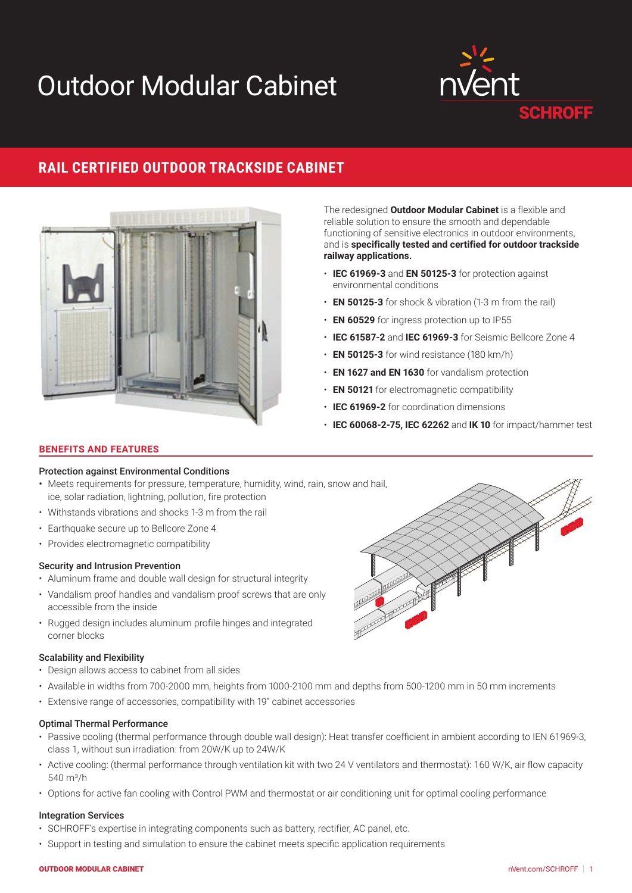# Outdoor Modular Cabinet

nVent SCHROFF

## RAIL CERTIFIED OUTDOOR TRACKSIDE CABINET

The redesigned **Outdoor Modular Cabinet** is a flexible and reliable solution to ensure the smooth and dependable functioning of sensitive electronics in outdoor environments, and is **specifically tested and certified for outdoor trackside railway applications.**

- **IEC 61969-3** and **EN 50125-3** for protection against environmental conditions
- **EN 50125-3** for shock & vibration (1-3 m from the rail)
- **EN 60529** for ingress protection up to IP55
- **IEC 61587-2** and **IEC 61969-3** for Seismic Bellcore Zone 4
- **EN 50125-3** for wind resistance (180 km/h)
- **EN 1627 and EN 1630** for vandalism protection
- **EN 50121** for electromagnetic compatibility
- **IEC 61969-2** for coordination dimensions
- **IEC 60068-2-75, IEC 62262** and **IK 10** for impact/hammer test

### BENEFITS AND FEATURES

#### Protection against Environmental Conditions

- Meets requirements for pressure, temperature, humidity, wind, rain, snow and hail, ice, solar radiation, lightning, pollution, fire protection
- Withstands vibrations and shocks 1-3 m from the rail
- Earthquake secure up to Bellcore Zone 4
- Provides electromagnetic compatibility

#### Security and Intrusion Prevention

- Aluminum frame and double wall design for structural integrity
- Vandalism proof handles and vandalism proof screws that are only accessible from the inside
- Rugged design includes aluminum profile hinges and integrated corner blocks

#### Scalability and Flexibility

- Design allows access to cabinet from all sides
- Available in widths from 700-2000 mm, heights from 1000-2100 mm and depths from 500-1200 mm in 50 mm increments
- Extensive range of accessories, compatibility with 19" cabinet accessories

#### Optimal Thermal Performance

- Passive cooling (thermal performance through double wall design): Heat transfer coefficient in ambient according to IEN 61969-3, class 1, without sun irradiation: from 20W/K up to 24W/K
- Active cooling: (thermal performance through ventilation kit with two 24 V ventilators and thermostat): 160 W/K, air flow capacity 540 m³/h
- Options for active fan cooling with Control PWM and thermostat or air conditioning unit for optimal cooling performance

#### Integration Services

- SCHROFF's expertise in integrating components such as battery, rectifier, AC panel, etc.
- Support in testing and simulation to ensure the cabinet meets specific application requirements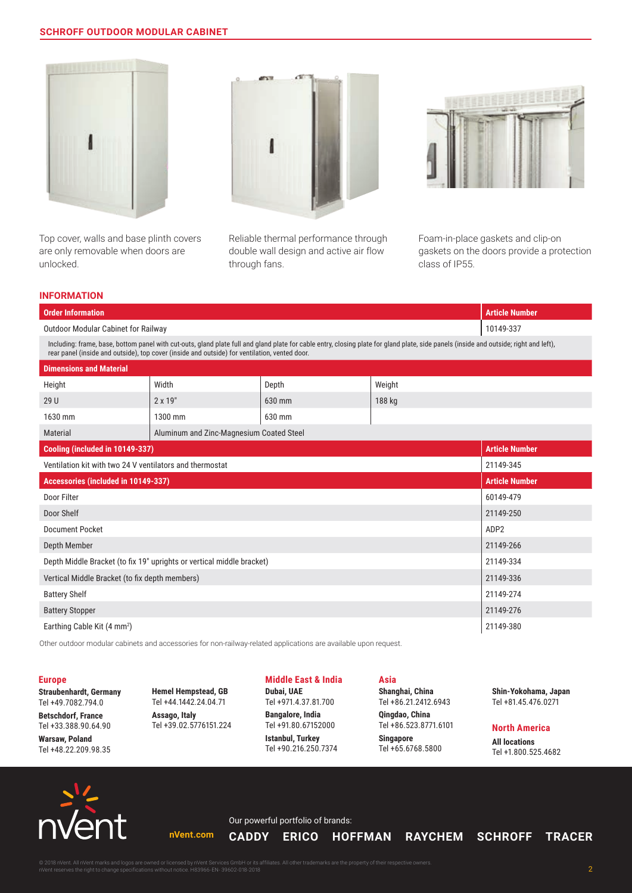## SCHROFF OUTDOOR MODULAR CABINET

Top cover, walls and base plinth covers are only removable when doors are unlocked.

Reliable thermal performance through double wall design and active air flow through fans.

Foam-in-place gaskets and clip-on gaskets on the doors provide a protection class of IP55.

### INFORMATION

| Order Information | | | | Article Number |
|---|---|---|---|---|
| Outdoor Modular Cabinet for Railway | | | | 10149-337 |
| Including: frame, base, bottom panel with cut-outs, gland plate full and gland plate for cable entry, closing plate for gland plate, side panels (inside and outside; right and left), rear panel (inside and outside), top cover (inside and outside) for ventilation, vented door. | | | | |
| **Dimensions and Material** | | | | |
| Height | Width | Depth | Weight | |
| 29 U | 2 x 19" | 630 mm | 188 kg | |
| 1630 mm | 1300 mm | 630 mm | | |
| Material | Aluminum and Zinc-Magnesium Coated Steel | | | |
| **Cooling (included in 10149-337)** | | | | **Article Number** |
| Ventilation kit with two 24 V ventilators and thermostat | | | | 21149-345 |
| **Accessories (included in 10149-337)** | | | | **Article Number** |
| Door Filter | | | | 60149-479 |
| Door Shelf | | | | 21149-250 |
| Document Pocket | | | | ADP2 |
| Depth Member | | | | 21149-266 |
| Depth Middle Bracket (to fix 19" uprights or vertical middle bracket) | | | | 21149-334 |
| Vertical Middle Bracket (to fix depth members) | | | | 21149-336 |
| Battery Shelf | | | | 21149-274 |
| Battery Stopper | | | | 21149-276 |
| Earthing Cable Kit (4 mm$^2$) | | | | 21149-380 |

Other outdoor modular cabinets and accessories for non-railway-related applications are available upon request.

**Europe**

**Straubenhardt, Germany**
Tel +49.7082.794.0

**Betschdorf, France**
Tel +33.388.90.64.90

**Warsaw, Poland**
Tel +48.22.209.98.35

**Hemel Hempstead, GB**
Tel +44.1442.24.04.71

**Assago, Italy**
Tel +39.02.5776151.224

**Middle East & India**

**Dubai, UAE**
Tel +971.4.37.81.700

**Bangalore, India**
Tel +91.80.67152000

**Istanbul, Turkey**
Tel +90.216.250.7374

**Asia**

**Shanghai, China**
Tel +86.21.2412.6943

**Qingdao, China**
Tel +86.523.8771.6101

**Singapore**
Tel +65.6768.5800

**Shin-Yokohama, Japan**
Tel +81.45.476.0271

**North America**

**All locations**
Tel +1.800.525.4682

nVent

nVent.com

Our powerful portfolio of brands:
CADDY ERICO HOFFMAN RAYCHEM SCHROFF TRACER

© 2018 nVent. All nVent marks and logos are owned or licensed by nVent Services GmbH or its affiliates. All other trademarks are the property of their respective owners.
nVent reserves the right to change specifications without notice. H83966-EN- 39602-018-2018